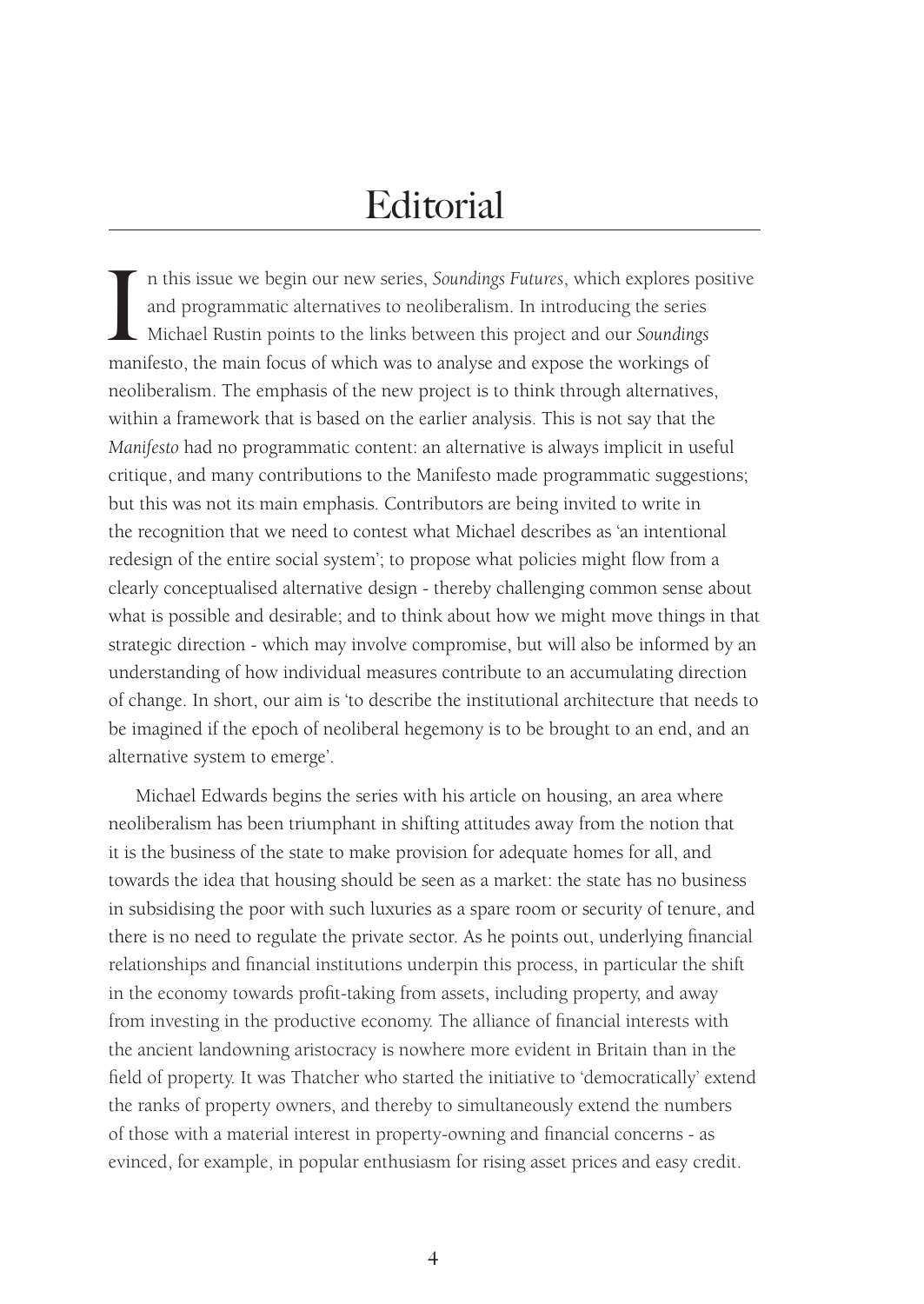# Editorial

In this issue we begin our new series, *Soundings Futures*, which explores positive and programmatic alternatives to neoliberalism. In introducing the series Michael Rustin points to the links between this project and our *Soundings* manifesto, the main focus of which was to analyse and expose the workings of neoliberalism. The emphasis of the new project is to think through alternatives, within a framework that is based on the earlier analysis. This is not say that the *Manifesto* had no programmatic content: an alternative is always implicit in useful critique, and many contributions to the Manifesto made programmatic suggestions; but this was not its main emphasis. Contributors are being invited to write in the recognition that we need to contest what Michael describes as 'an intentional redesign of the entire social system'; to propose what policies might flow from a clearly conceptualised alternative design - thereby challenging common sense about what is possible and desirable; and to think about how we might move things in that strategic direction - which may involve compromise, but will also be informed by an understanding of how individual measures contribute to an accumulating direction of change. In short, our aim is 'to describe the institutional architecture that needs to be imagined if the epoch of neoliberal hegemony is to be brought to an end, and an alternative system to emerge'.

Michael Edwards begins the series with his article on housing, an area where neoliberalism has been triumphant in shifting attitudes away from the notion that it is the business of the state to make provision for adequate homes for all, and towards the idea that housing should be seen as a market: the state has no business in subsidising the poor with such luxuries as a spare room or security of tenure, and there is no need to regulate the private sector. As he points out, underlying financial relationships and financial institutions underpin this process, in particular the shift in the economy towards profit-taking from assets, including property, and away from investing in the productive economy. The alliance of financial interests with the ancient landowning aristocracy is nowhere more evident in Britain than in the field of property. It was Thatcher who started the initiative to 'democratically' extend the ranks of property owners, and thereby to simultaneously extend the numbers of those with a material interest in property-owning and financial concerns - as evinced, for example, in popular enthusiasm for rising asset prices and easy credit.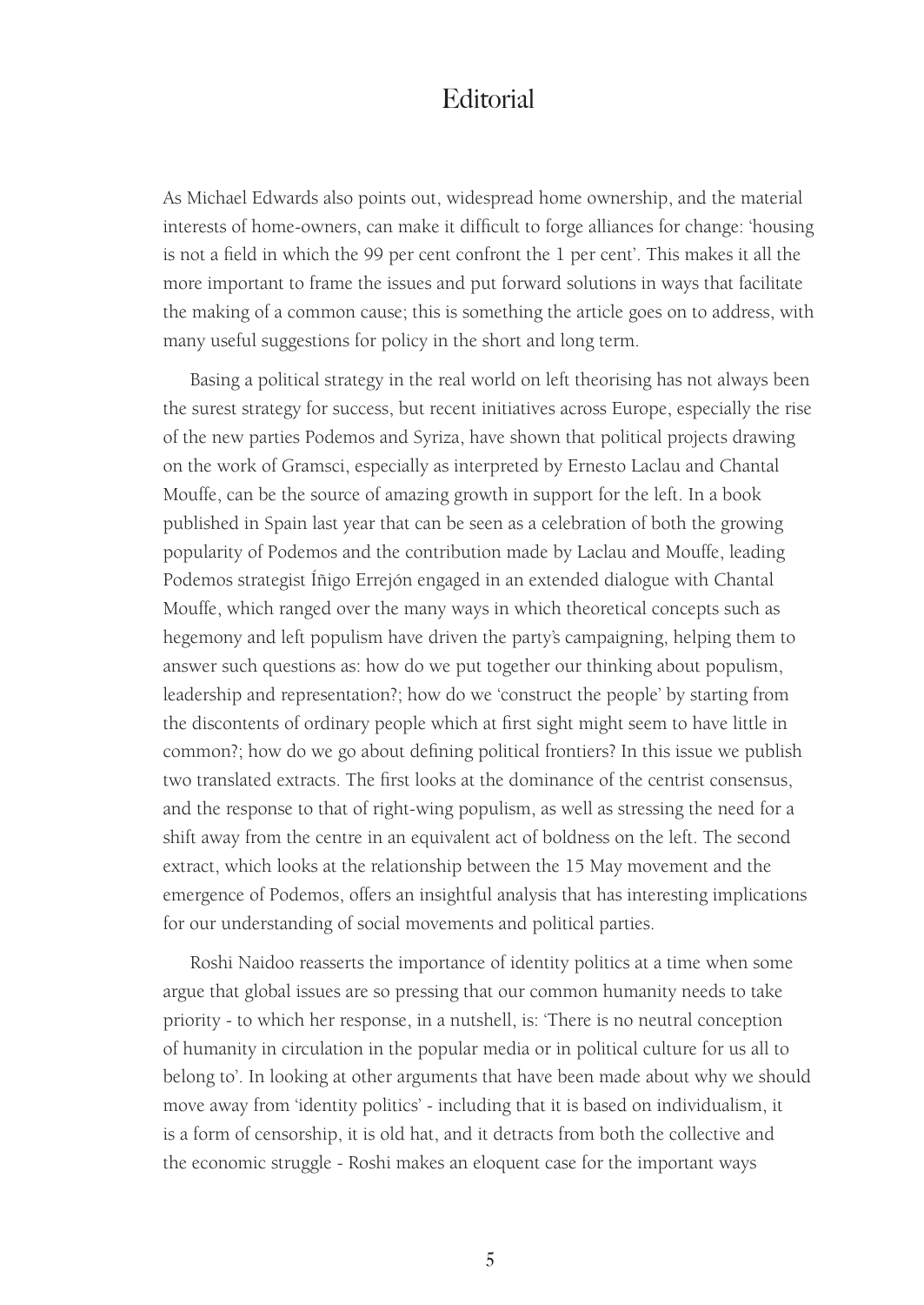# Editorial

As Michael Edwards also points out, widespread home ownership, and the material interests of home-owners, can make it difficult to forge alliances for change: 'housing is not a field in which the 99 per cent confront the 1 per cent'. This makes it all the more important to frame the issues and put forward solutions in ways that facilitate the making of a common cause; this is something the article goes on to address, with many useful suggestions for policy in the short and long term.

Basing a political strategy in the real world on left theorising has not always been the surest strategy for success, but recent initiatives across Europe, especially the rise of the new parties Podemos and Syriza, have shown that political projects drawing on the work of Gramsci, especially as interpreted by Ernesto Laclau and Chantal Mouffe, can be the source of amazing growth in support for the left. In a book published in Spain last year that can be seen as a celebration of both the growing popularity of Podemos and the contribution made by Laclau and Mouffe, leading Podemos strategist Íñigo Errejón engaged in an extended dialogue with Chantal Mouffe, which ranged over the many ways in which theoretical concepts such as hegemony and left populism have driven the party's campaigning, helping them to answer such questions as: how do we put together our thinking about populism, leadership and representation?; how do we 'construct the people' by starting from the discontents of ordinary people which at first sight might seem to have little in common?; how do we go about defining political frontiers? In this issue we publish two translated extracts. The first looks at the dominance of the centrist consensus, and the response to that of right-wing populism, as well as stressing the need for a shift away from the centre in an equivalent act of boldness on the left. The second extract, which looks at the relationship between the 15 May movement and the emergence of Podemos, offers an insightful analysis that has interesting implications for our understanding of social movements and political parties.

Roshi Naidoo reasserts the importance of identity politics at a time when some argue that global issues are so pressing that our common humanity needs to take priority - to which her response, in a nutshell, is: 'There is no neutral conception of humanity in circulation in the popular media or in political culture for us all to belong to'. In looking at other arguments that have been made about why we should move away from 'identity politics' - including that it is based on individualism, it is a form of censorship, it is old hat, and it detracts from both the collective and the economic struggle - Roshi makes an eloquent case for the important ways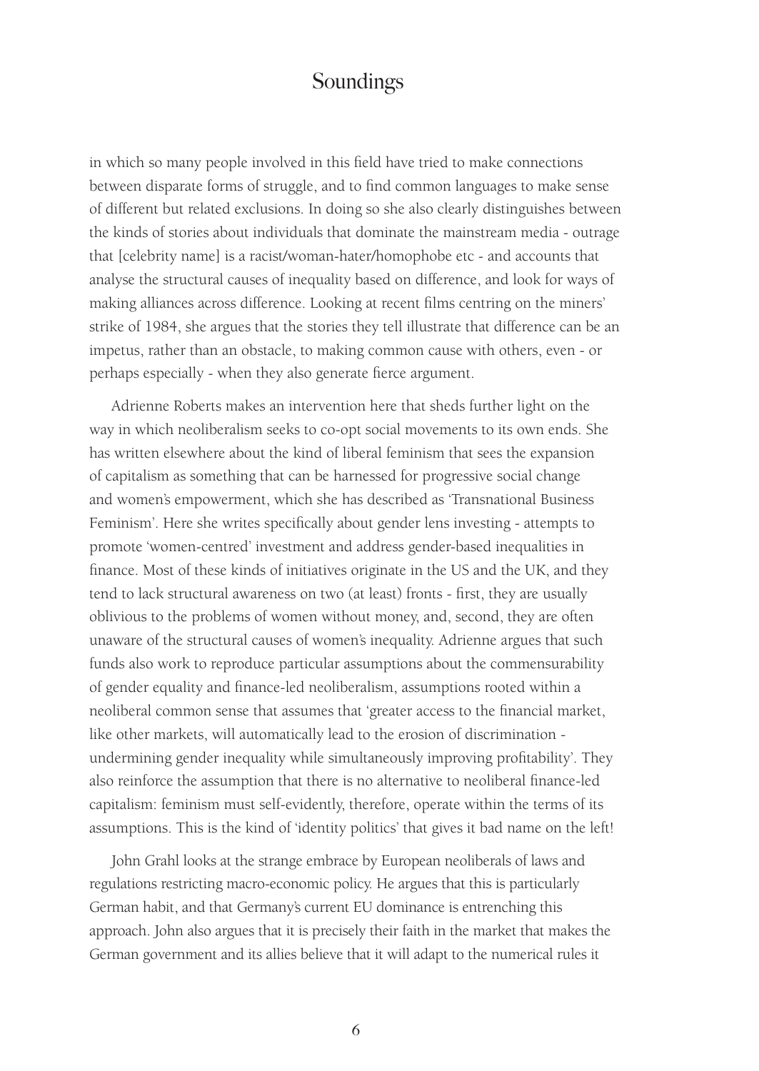in which so many people involved in this field have tried to make connections between disparate forms of struggle, and to find common languages to make sense of different but related exclusions. In doing so she also clearly distinguishes between the kinds of stories about individuals that dominate the mainstream media - outrage that [celebrity name] is a racist/woman-hater/homophobe etc - and accounts that analyse the structural causes of inequality based on difference, and look for ways of making alliances across difference. Looking at recent films centring on the miners' strike of 1984, she argues that the stories they tell illustrate that difference can be an impetus, rather than an obstacle, to making common cause with others, even - or perhaps especially - when they also generate fierce argument.

Adrienne Roberts makes an intervention here that sheds further light on the way in which neoliberalism seeks to co-opt social movements to its own ends. She has written elsewhere about the kind of liberal feminism that sees the expansion of capitalism as something that can be harnessed for progressive social change and women's empowerment, which she has described as 'Transnational Business Feminism'. Here she writes specifically about gender lens investing - attempts to promote 'women-centred' investment and address gender-based inequalities in finance. Most of these kinds of initiatives originate in the US and the UK, and they tend to lack structural awareness on two (at least) fronts - first, they are usually oblivious to the problems of women without money, and, second, they are often unaware of the structural causes of women's inequality. Adrienne argues that such funds also work to reproduce particular assumptions about the commensurability of gender equality and finance-led neoliberalism, assumptions rooted within a neoliberal common sense that assumes that 'greater access to the financial market, like other markets, will automatically lead to the erosion of discrimination - undermining gender inequality while simultaneously improving profitability'. They also reinforce the assumption that there is no alternative to neoliberal finance-led capitalism: feminism must self-evidently, therefore, operate within the terms of its assumptions. This is the kind of 'identity politics' that gives it bad name on the left!

John Grahl looks at the strange embrace by European neoliberals of laws and regulations restricting macro-economic policy. He argues that this is particularly German habit, and that Germany's current EU dominance is entrenching this approach. John also argues that it is precisely their faith in the market that makes the German government and its allies believe that it will adapt to the numerical rules it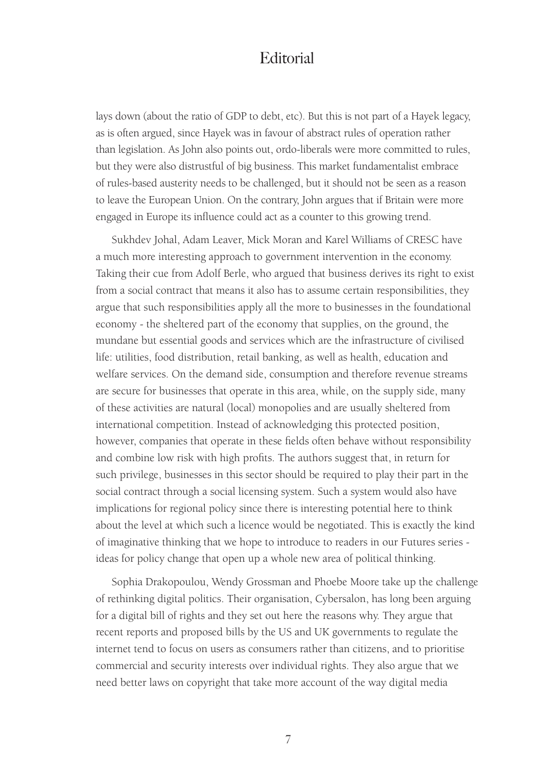lays down (about the ratio of GDP to debt, etc). But this is not part of a Hayek legacy, as is often argued, since Hayek was in favour of abstract rules of operation rather than legislation. As John also points out, ordo-liberals were more committed to rules, but they were also distrustful of big business. This market fundamentalist embrace of rules-based austerity needs to be challenged, but it should not be seen as a reason to leave the European Union. On the contrary, John argues that if Britain were more engaged in Europe its influence could act as a counter to this growing trend.

Sukhdev Johal, Adam Leaver, Mick Moran and Karel Williams of CRESC have a much more interesting approach to government intervention in the economy. Taking their cue from Adolf Berle, who argued that business derives its right to exist from a social contract that means it also has to assume certain responsibilities, they argue that such responsibilities apply all the more to businesses in the foundational economy - the sheltered part of the economy that supplies, on the ground, the mundane but essential goods and services which are the infrastructure of civilised life: utilities, food distribution, retail banking, as well as health, education and welfare services. On the demand side, consumption and therefore revenue streams are secure for businesses that operate in this area, while, on the supply side, many of these activities are natural (local) monopolies and are usually sheltered from international competition. Instead of acknowledging this protected position, however, companies that operate in these fields often behave without responsibility and combine low risk with high profits. The authors suggest that, in return for such privilege, businesses in this sector should be required to play their part in the social contract through a social licensing system. Such a system would also have implications for regional policy since there is interesting potential here to think about the level at which such a licence would be negotiated. This is exactly the kind of imaginative thinking that we hope to introduce to readers in our Futures series - ideas for policy change that open up a whole new area of political thinking.

Sophia Drakopoulou, Wendy Grossman and Phoebe Moore take up the challenge of rethinking digital politics. Their organisation, Cybersalon, has long been arguing for a digital bill of rights and they set out here the reasons why. They argue that recent reports and proposed bills by the US and UK governments to regulate the internet tend to focus on users as consumers rather than citizens, and to prioritise commercial and security interests over individual rights. They also argue that we need better laws on copyright that take more account of the way digital media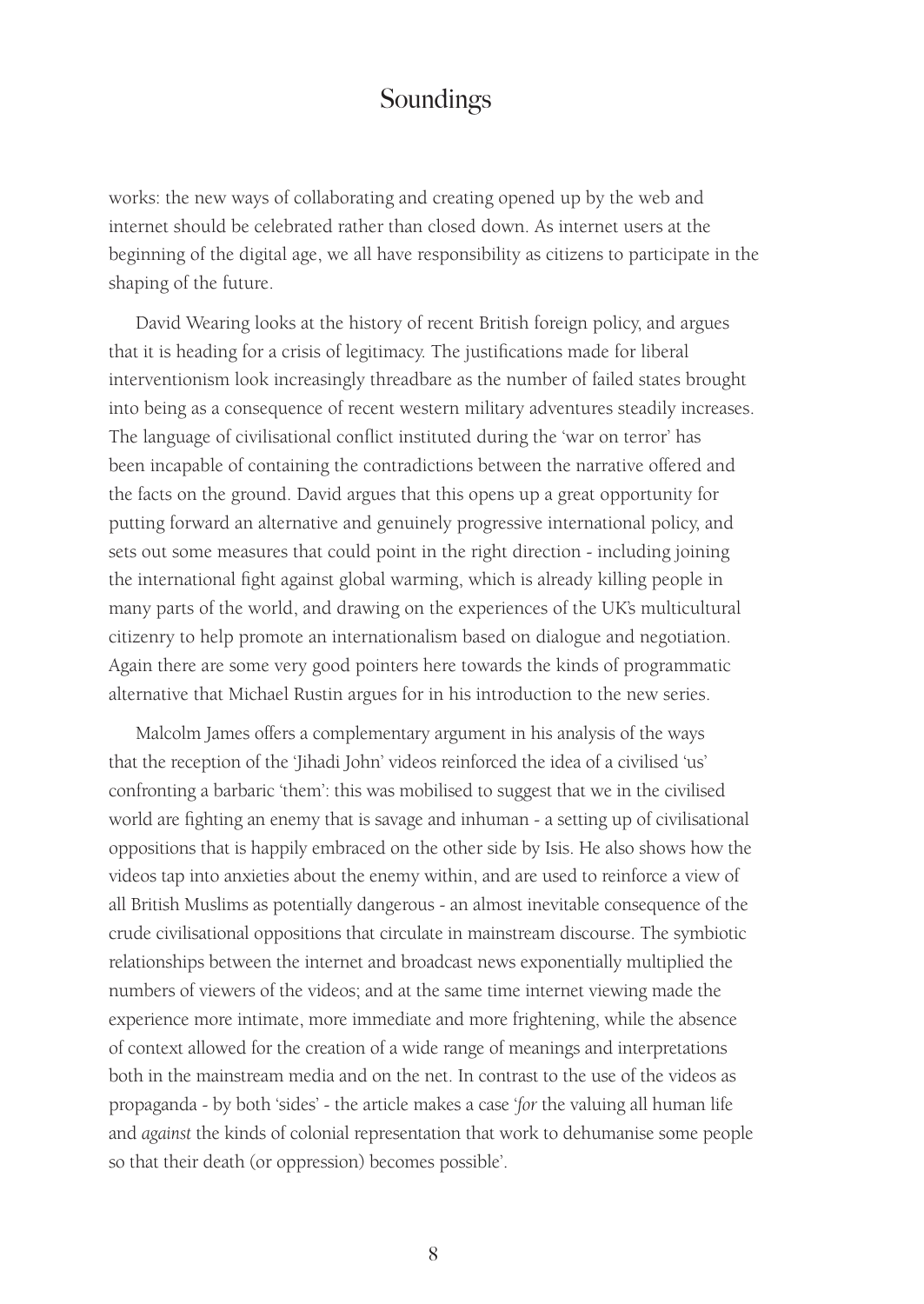works: the new ways of collaborating and creating opened up by the web and internet should be celebrated rather than closed down. As internet users at the beginning of the digital age, we all have responsibility as citizens to participate in the shaping of the future.

David Wearing looks at the history of recent British foreign policy, and argues that it is heading for a crisis of legitimacy. The justifications made for liberal interventionism look increasingly threadbare as the number of failed states brought into being as a consequence of recent western military adventures steadily increases. The language of civilisational conflict instituted during the 'war on terror' has been incapable of containing the contradictions between the narrative offered and the facts on the ground. David argues that this opens up a great opportunity for putting forward an alternative and genuinely progressive international policy, and sets out some measures that could point in the right direction - including joining the international fight against global warming, which is already killing people in many parts of the world, and drawing on the experiences of the UK's multicultural citizenry to help promote an internationalism based on dialogue and negotiation. Again there are some very good pointers here towards the kinds of programmatic alternative that Michael Rustin argues for in his introduction to the new series.

Malcolm James offers a complementary argument in his analysis of the ways that the reception of the 'Jihadi John' videos reinforced the idea of a civilised 'us' confronting a barbaric 'them': this was mobilised to suggest that we in the civilised world are fighting an enemy that is savage and inhuman - a setting up of civilisational oppositions that is happily embraced on the other side by Isis. He also shows how the videos tap into anxieties about the enemy within, and are used to reinforce a view of all British Muslims as potentially dangerous - an almost inevitable consequence of the crude civilisational oppositions that circulate in mainstream discourse. The symbiotic relationships between the internet and broadcast news exponentially multiplied the numbers of viewers of the videos; and at the same time internet viewing made the experience more intimate, more immediate and more frightening, while the absence of context allowed for the creation of a wide range of meanings and interpretations both in the mainstream media and on the net. In contrast to the use of the videos as propaganda - by both 'sides' - the article makes a case '*for* the valuing all human life and *against* the kinds of colonial representation that work to dehumanise some people so that their death (or oppression) becomes possible'.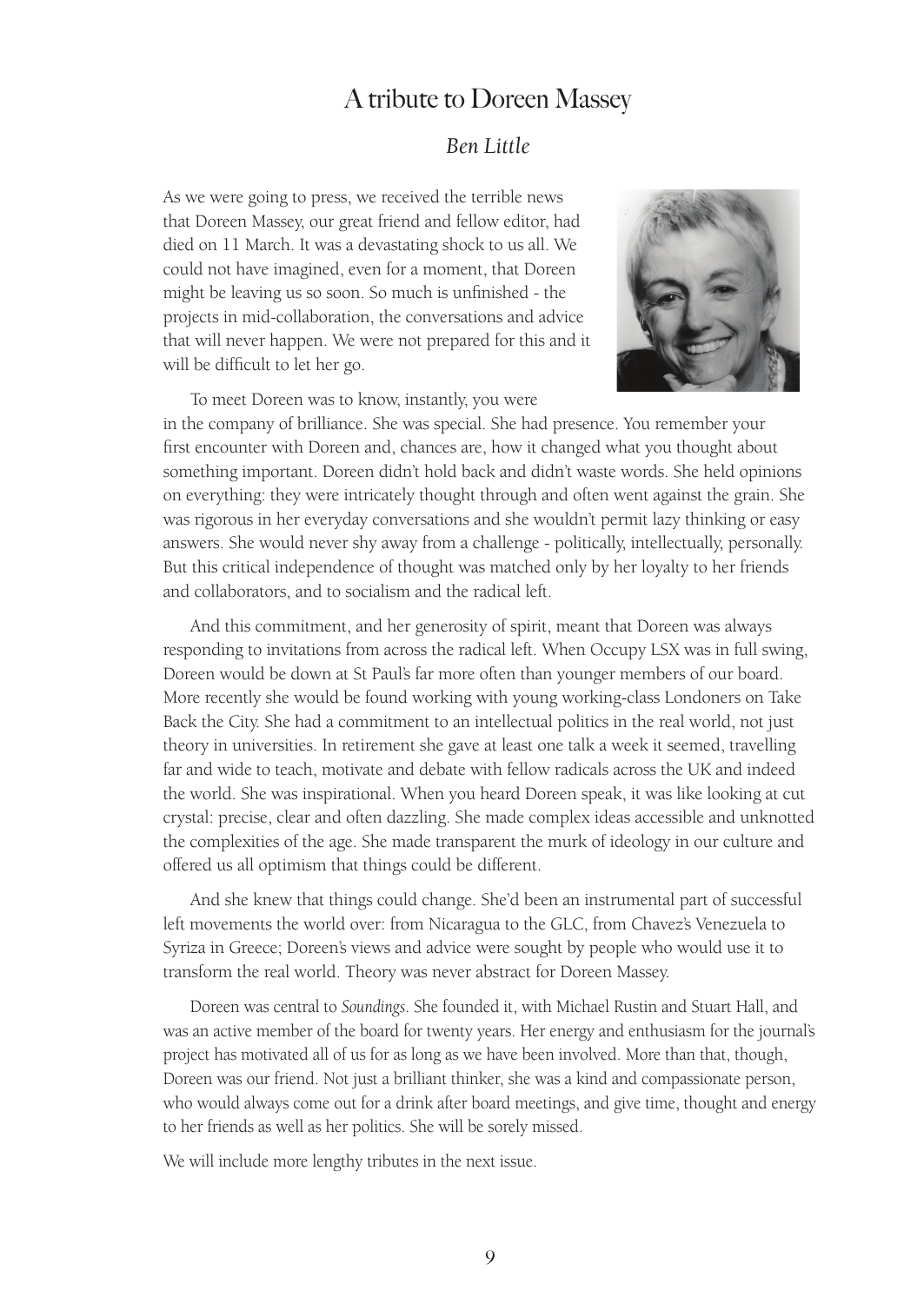# A tribute to Doreen Massey

*Ben Little*

As we were going to press, we received the terrible news that Doreen Massey, our great friend and fellow editor, had died on 11 March. It was a devastating shock to us all. We could not have imagined, even for a moment, that Doreen might be leaving us so soon. So much is unfinished - the projects in mid-collaboration, the conversations and advice that will never happen. We were not prepared for this and it will be difficult to let her go.

To meet Doreen was to know, instantly, you were in the company of brilliance. She was special. She had presence. You remember your first encounter with Doreen and, chances are, how it changed what you thought about something important. Doreen didn't hold back and didn't waste words. She held opinions on everything: they were intricately thought through and often went against the grain. She was rigorous in her everyday conversations and she wouldn't permit lazy thinking or easy answers. She would never shy away from a challenge - politically, intellectually, personally. But this critical independence of thought was matched only by her loyalty to her friends and collaborators, and to socialism and the radical left.

And this commitment, and her generosity of spirit, meant that Doreen was always responding to invitations from across the radical left. When Occupy LSX was in full swing, Doreen would be down at St Paul's far more often than younger members of our board. More recently she would be found working with young working-class Londoners on Take Back the City. She had a commitment to an intellectual politics in the real world, not just theory in universities. In retirement she gave at least one talk a week it seemed, travelling far and wide to teach, motivate and debate with fellow radicals across the UK and indeed the world. She was inspirational. When you heard Doreen speak, it was like looking at cut crystal: precise, clear and often dazzling. She made complex ideas accessible and unknotted the complexities of the age. She made transparent the murk of ideology in our culture and offered us all optimism that things could be different.

And she knew that things could change. She'd been an instrumental part of successful left movements the world over: from Nicaragua to the GLC, from Chavez's Venezuela to Syriza in Greece; Doreen's views and advice were sought by people who would use it to transform the real world. Theory was never abstract for Doreen Massey.

Doreen was central to *Soundings*. She founded it, with Michael Rustin and Stuart Hall, and was an active member of the board for twenty years. Her energy and enthusiasm for the journal's project has motivated all of us for as long as we have been involved. More than that, though, Doreen was our friend. Not just a brilliant thinker, she was a kind and compassionate person, who would always come out for a drink after board meetings, and give time, thought and energy to her friends as well as her politics. She will be sorely missed.

We will include more lengthy tributes in the next issue.